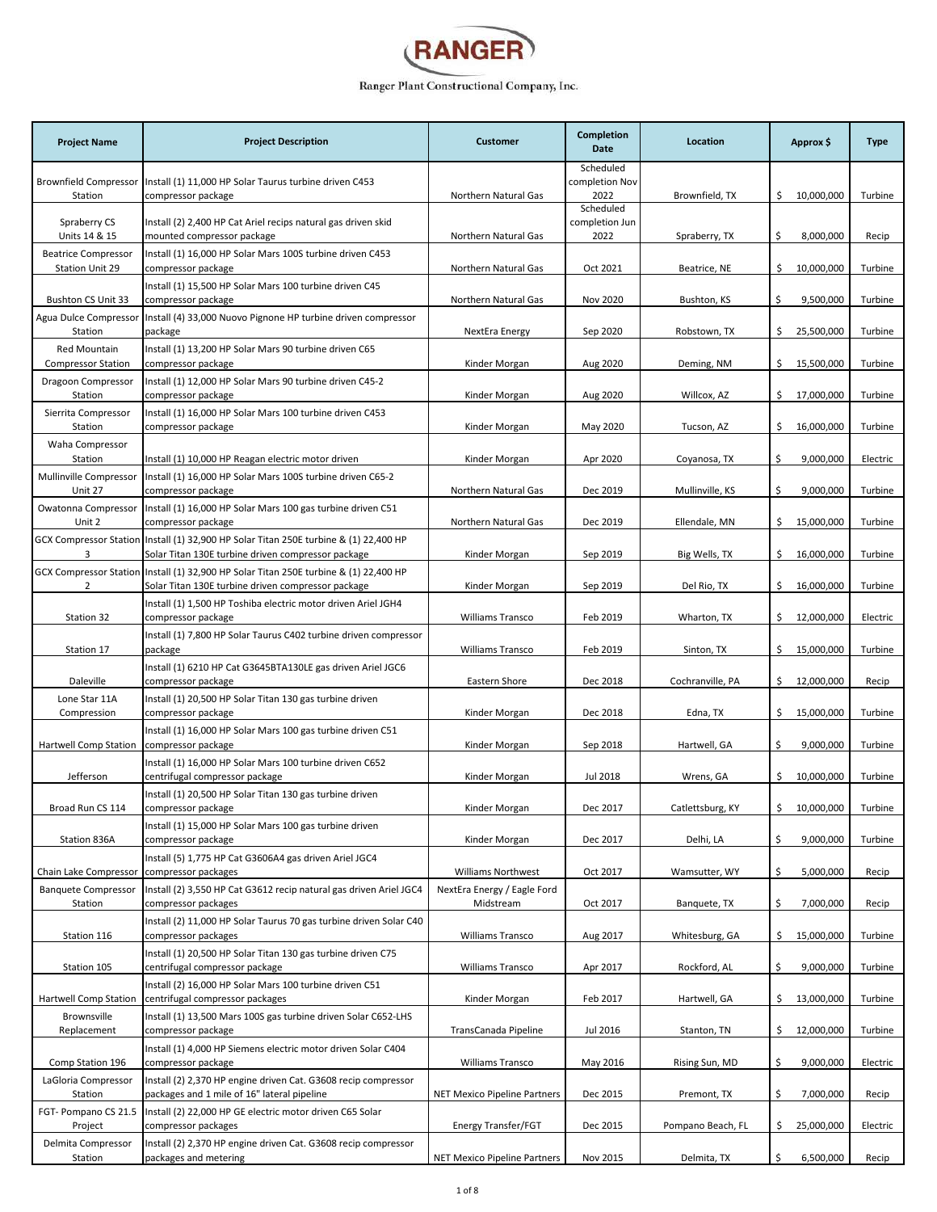# RANGER

Ranger Plant Constructional Company, Inc.

| Project Name | Project Description | Customer | Completion Date | Location | Approx $ | Type |
|---|---|---|---|---|---|---|
| Brownfield Compressor Station | Install (1) 11,000 HP Solar Taurus turbine driven C453 compressor package | Northern Natural Gas | Scheduled completion Nov 2022 | Brownfield, TX | $ 10,000,000 | Turbine |
| Spraberry CS Units 14 & 15 | Install (2) 2,400 HP Cat Ariel recips natural gas driven skid mounted compressor package | Northern Natural Gas | Scheduled completion Jun 2022 | Spraberry, TX | $ 8,000,000 | Recip |
| Beatrice Compressor Station Unit 29 | Install (1) 16,000 HP Solar Mars 100S turbine driven C453 compressor package | Northern Natural Gas | Oct 2021 | Beatrice, NE | $ 10,000,000 | Turbine |
| Bushton CS Unit 33 | Install (1) 15,500 HP Solar Mars 100 turbine driven C45 compressor package | Northern Natural Gas | Nov 2020 | Bushton, KS | $ 9,500,000 | Turbine |
| Agua Dulce Compressor Station | Install (4) 33,000 Nuovo Pignone HP turbine driven compressor package | NextEra Energy | Sep 2020 | Robstown, TX | $ 25,500,000 | Turbine |
| Red Mountain Compressor Station | Install (1) 13,200 HP Solar Mars 90 turbine driven C65 compressor package | Kinder Morgan | Aug 2020 | Deming, NM | $ 15,500,000 | Turbine |
| Dragoon Compressor Station | Install (1) 12,000 HP Solar Mars 90 turbine driven C45-2 compressor package | Kinder Morgan | Aug 2020 | Willcox, AZ | $ 17,000,000 | Turbine |
| Sierrita Compressor Station | Install (1) 16,000 HP Solar Mars 100 turbine driven C453 compressor package | Kinder Morgan | May 2020 | Tucson, AZ | $ 16,000,000 | Turbine |
| Waha Compressor Station | Install (1) 10,000 HP Reagan electric motor driven | Kinder Morgan | Apr 2020 | Coyanosa, TX | $ 9,000,000 | Electric |
| Mullinville Compressor Unit 27 | Install (1) 16,000 HP Solar Mars 100S turbine driven C65-2 compressor package | Northern Natural Gas | Dec 2019 | Mullinville, KS | $ 9,000,000 | Turbine |
| Owatonna Compressor Unit 2 | Install (1) 16,000 HP Solar Mars 100 gas turbine driven C51 compressor package | Northern Natural Gas | Dec 2019 | Ellendale, MN | $ 15,000,000 | Turbine |
| GCX Compressor Station 3 | Install (1) 32,900 HP Solar Titan 250E turbine & (1) 22,400 HP Solar Titan 130E turbine driven compressor package | Kinder Morgan | Sep 2019 | Big Wells, TX | $ 16,000,000 | Turbine |
| GCX Compressor Station 2 | Install (1) 32,900 HP Solar Titan 250E turbine & (1) 22,400 HP Solar Titan 130E turbine driven compressor package | Kinder Morgan | Sep 2019 | Del Rio, TX | $ 16,000,000 | Turbine |
| Station 32 | Install (1) 1,500 HP Toshiba electric motor driven Ariel JGH4 compressor package | Williams Transco | Feb 2019 | Wharton, TX | $ 12,000,000 | Electric |
| Station 17 | Install (1) 7,800 HP Solar Taurus C402 turbine driven compressor package | Williams Transco | Feb 2019 | Sinton, TX | $ 15,000,000 | Turbine |
| Daleville | Install (1) 6210 HP Cat G3645BTA130LE gas driven Ariel JGC6 compressor package | Eastern Shore | Dec 2018 | Cochranville, PA | $ 12,000,000 | Recip |
| Lone Star 11A Compression | Install (1) 20,500 HP Solar Titan 130 gas turbine driven compressor package | Kinder Morgan | Dec 2018 | Edna, TX | $ 15,000,000 | Turbine |
| Hartwell Comp Station | Install (1) 16,000 HP Solar Mars 100 gas turbine driven C51 compressor package | Kinder Morgan | Sep 2018 | Hartwell, GA | $ 9,000,000 | Turbine |
| Jefferson | Install (1) 16,000 HP Solar Mars 100 turbine driven C652 centrifugal compressor package | Kinder Morgan | Jul 2018 | Wrens, GA | $ 10,000,000 | Turbine |
| Broad Run CS 114 | Install (1) 20,500 HP Solar Titan 130 gas turbine driven compressor package | Kinder Morgan | Dec 2017 | Catlettsburg, KY | $ 10,000,000 | Turbine |
| Station 836A | Install (1) 15,000 HP Solar Mars 100 gas turbine driven compressor package | Kinder Morgan | Dec 2017 | Delhi, LA | $ 9,000,000 | Turbine |
| Chain Lake Compressor | Install (5) 1,775 HP Cat G3606A4 gas driven Ariel JGC4 compressor packages | Williams Northwest | Oct 2017 | Wamsutter, WY | $ 5,000,000 | Recip |
| Banquete Compressor Station | Install (2) 3,550 HP Cat G3612 recip natural gas driven Ariel JGC4 compressor packages | NextEra Energy / Eagle Ford Midstream | Oct 2017 | Banquete, TX | $ 7,000,000 | Recip |
| Station 116 | Install (2) 11,000 HP Solar Taurus 70 gas turbine driven Solar C40 compressor packages | Williams Transco | Aug 2017 | Whitesburg, GA | $ 15,000,000 | Turbine |
| Station 105 | Install (1) 20,500 HP Solar Titan 130 gas turbine driven C75 centrifugal compressor package | Williams Transco | Apr 2017 | Rockford, AL | $ 9,000,000 | Turbine |
| Hartwell Comp Station | Install (2) 16,000 HP Solar Mars 100 turbine driven C51 centrifugal compressor package | Kinder Morgan | Feb 2017 | Hartwell, GA | $ 13,000,000 | Turbine |
| Brownsville Replacement | Install (1) 13,500 Mars 100S gas turbine driven Solar C652-LHS compressor package | TransCanada Pipeline | Jul 2016 | Stanton, TN | $ 12,000,000 | Turbine |
| Comp Station 196 | Install (1) 4,000 HP Siemens electric motor driven Solar C404 compressor package | Williams Transco | May 2016 | Rising Sun, MD | $ 9,000,000 | Electric |
| LaGloria Compressor Station | Install (2) 2,370 HP engine driven Cat. G3608 recip compressor packages and 1 mile of 16" lateral pipeline | NET Mexico Pipeline Partners | Dec 2015 | Premont, TX | $ 7,000,000 | Recip |
| FGT- Pompano CS 21.5 Project | Install (2) 22,000 HP GE electric motor driven C65 Solar compressor packages | Energy Transfer/FGT | Dec 2015 | Pompano Beach, FL | $ 25,000,000 | Electric |
| Delmita Compressor Station | Install (2) 2,370 HP engine driven Cat. G3608 recip compressor packages and metering | NET Mexico Pipeline Partners | Nov 2015 | Delmita, TX | $ 6,500,000 | Recip |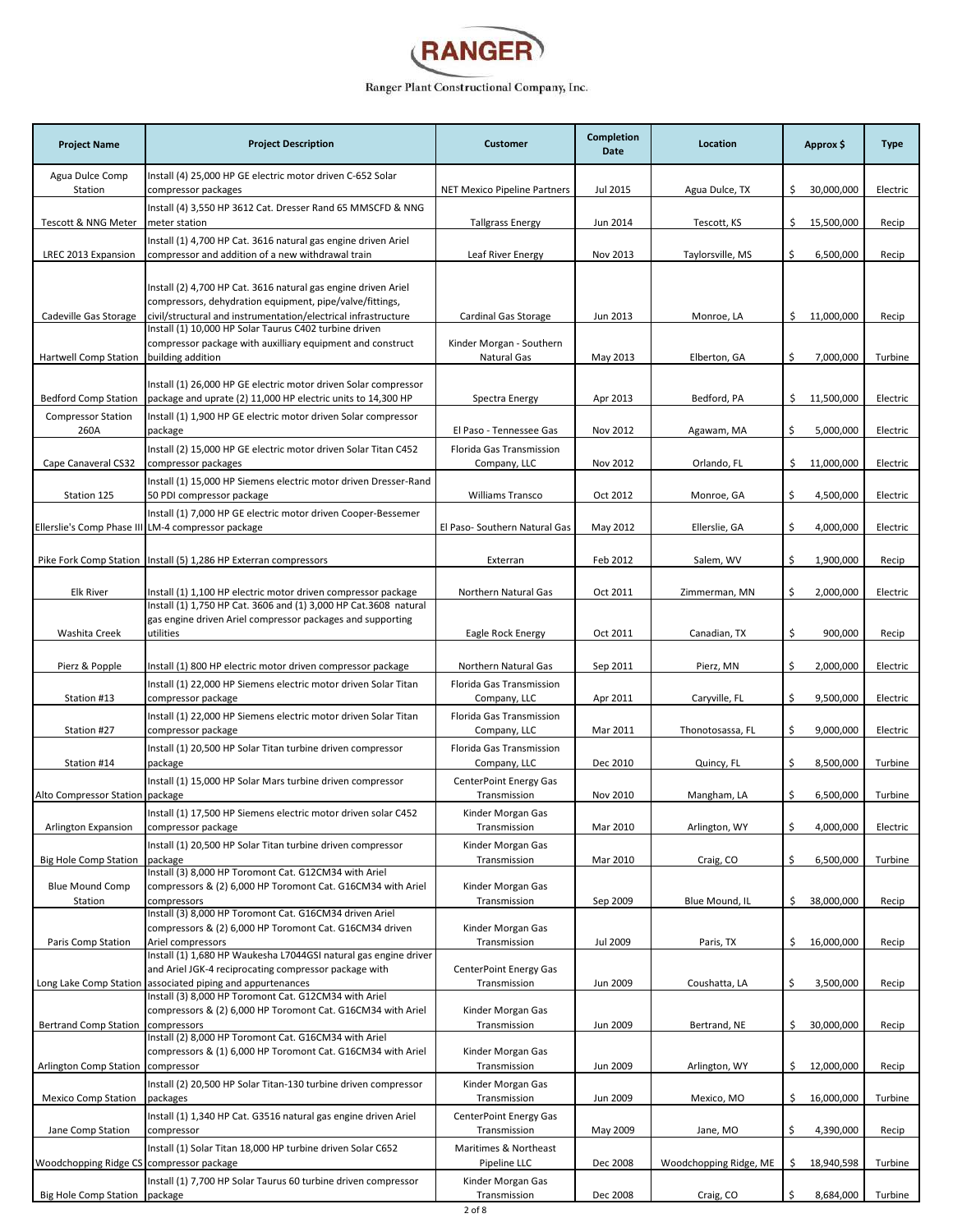# RANGER

Ranger Plant Constructional Company, Inc.

| Project Name | Project Description | Customer | Completion Date | Location | Approx $ | Type |
|---|---|---|---|---|---|---|
| Agua Dulce Comp Station | Install (4) 25,000 HP GE electric motor driven C-652 Solar compressor packages | NET Mexico Pipeline Partners | Jul 2015 | Agua Dulce, TX | $ 30,000,000 | Electric |
| Tescott & NNG Meter | Install (4) 3,550 HP 3612 Cat. Dresser Rand 65 MMSCFD & NNG meter station | Tallgrass Energy | Jun 2014 | Tescott, KS | $ 15,500,000 | Recip |
| LREC 2013 Expansion | Install (1) 4,700 HP Cat. 3616 natural gas engine driven Ariel compressor and addition of a new withdrawal train | Leaf River Energy | Nov 2013 | Taylorsville, MS | $ 6,500,000 | Recip |
| Cadeville Gas Storage | Install (2) 4,700 HP Cat. 3616 natural gas engine driven Ariel compressors, dehydration equipment, pipe/valve/fittings, civil/structural and instrumentation/electrical infrastructure | Cardinal Gas Storage | Jun 2013 | Monroe, LA | $ 11,000,000 | Recip |
| Hartwell Comp Station | Install (1) 10,000 HP Solar Taurus C402 turbine driven compressor package with auxilliary equipment and construct building addition | Kinder Morgan - Southern Natural Gas | May 2013 | Elberton, GA | $ 7,000,000 | Turbine |
| Bedford Comp Station | Install (1) 26,000 HP GE electric motor driven Solar compressor package and uprate (2) 11,000 HP electric units to 14,300 HP | Spectra Energy | Apr 2013 | Bedford, PA | $ 11,500,000 | Electric |
| Compressor Station 260A | Install (1) 1,900 HP GE electric motor driven Solar compressor package | El Paso - Tennessee Gas | Nov 2012 | Agawam, MA | $ 5,000,000 | Electric |
| Cape Canaveral CS32 | Install (2) 15,000 HP GE electric motor driven Solar Titan C452 compressor packages | Florida Gas Transmission Company, LLC | Nov 2012 | Orlando, FL | $ 11,000,000 | Electric |
| Station 125 | Install (1) 15,000 HP Siemens electric motor driven Dresser-Rand 50 PDI compressor package | Williams Transco | Oct 2012 | Monroe, GA | $ 4,500,000 | Electric |
| Ellerslie's Comp Phase III | Install (1) 7,000 HP GE electric motor driven Cooper-Bessemer LM-4 compressor package | El Paso- Southern Natural Gas | May 2012 | Ellerslie, GA | $ 4,000,000 | Electric |
| Pike Fork Comp Station | Install (5) 1,286 HP Exterran compressors | Exterran | Feb 2012 | Salem, WV | $ 1,900,000 | Recip |
| Elk River | Install (1) 1,100 HP electric motor driven compressor package | Northern Natural Gas | Oct 2011 | Zimmerman, MN | $ 2,000,000 | Electric |
| Washita Creek | Install (1) 1,750 HP Cat. 3606 and (1) 3,000 HP Cat.3608 natural gas engine driven Ariel compressor packages and supporting utilities | Eagle Rock Energy | Oct 2011 | Canadian, TX | $ 900,000 | Recip |
| Pierz & Popple | Install (1) 800 HP electric motor driven compressor package | Northern Natural Gas | Sep 2011 | Pierz, MN | $ 2,000,000 | Electric |
| Station #13 | Install (1) 22,000 HP Siemens electric motor driven Solar Titan compressor package | Florida Gas Transmission Company, LLC | Apr 2011 | Caryville, FL | $ 9,500,000 | Electric |
| Station #27 | Install (1) 22,000 HP Siemens electric motor driven Solar Titan compressor package | Florida Gas Transmission Company, LLC | Mar 2011 | Thonotosassa, FL | $ 9,000,000 | Electric |
| Station #14 | Install (1) 20,500 HP Solar Titan turbine driven compressor package | Florida Gas Transmission Company, LLC | Dec 2010 | Quincy, FL | $ 8,500,000 | Turbine |
| Alto Compressor Station | Install (1) 15,000 HP Solar Mars turbine driven compressor package | CenterPoint Energy Gas Transmission | Nov 2010 | Mangham, LA | $ 6,500,000 | Turbine |
| Arlington Expansion | Install (1) 17,500 HP Siemens electric motor driven solar C452 compressor package | Kinder Morgan Gas Transmission | Mar 2010 | Arlington, WY | $ 4,000,000 | Electric |
| Big Hole Comp Station | Install (1) 20,500 HP Solar Titan turbine driven compressor package | Kinder Morgan Gas Transmission | Mar 2010 | Craig, CO | $ 6,500,000 | Turbine |
| Blue Mound Comp Station | Install (3) 8,000 HP Toromont Cat. G12CM34 with Ariel compressors & (2) 6,000 HP Toromont Cat. G16CM34 with Ariel compressors | Kinder Morgan Gas Transmission | Sep 2009 | Blue Mound, IL | $ 38,000,000 | Recip |
| Paris Comp Station | Install (3) 8,000 HP Toromont Cat. G16CM34 driven Ariel compressors & (2) 6,000 HP Toromont Cat. G16CM34 driven Ariel compressors | Kinder Morgan Gas Transmission | Jul 2009 | Paris, TX | $ 16,000,000 | Recip |
| Long Lake Comp Station | Install (1) 1,680 HP Waukesha L7044GSI natural gas engine driver and Ariel JGK-4 reciprocating compressor package with associated piping and appurtenances | CenterPoint Energy Gas Transmission | Jun 2009 | Coushatta, LA | $ 3,500,000 | Recip |
| Bertrand Comp Station | Install (3) 8,000 HP Toromont Cat. G12CM34 with Ariel compressors & (2) 6,000 HP Toromont Cat. G16CM34 with Ariel compressors | Kinder Morgan Gas Transmission | Jun 2009 | Bertrand, NE | $ 30,000,000 | Recip |
| Arlington Comp Station | Install (2) 8,000 HP Toromont Cat. G16CM34 with Ariel compressors & (1) 6,000 HP Toromont Cat. G16CM34 with Ariel compressor | Kinder Morgan Gas Transmission | Jun 2009 | Arlington, WY | $ 12,000,000 | Recip |
| Mexico Comp Station | Install (2) 20,500 HP Solar Titan-130 turbine driven compressor packages | Kinder Morgan Gas Transmission | Jun 2009 | Mexico, MO | $ 16,000,000 | Turbine |
| Jane Comp Station | Install (1) 1,340 HP Cat. G3516 natural gas engine driven Ariel compressor | CenterPoint Energy Gas Transmission | May 2009 | Jane, MO | $ 4,390,000 | Recip |
| Woodchopping Ridge CS | Install (1) Solar Titan 18,000 HP turbine driven Solar C652 compressor package | Maritimes & Northeast Pipeline LLC | Dec 2008 | Woodchopping Ridge, ME | $ 18,940,598 | Turbine |
| Big Hole Comp Station | Install (1) 7,700 HP Solar Taurus 60 turbine driven compressor package | Kinder Morgan Gas Transmission | Dec 2008 | Craig, CO | $ 8,684,000 | Turbine |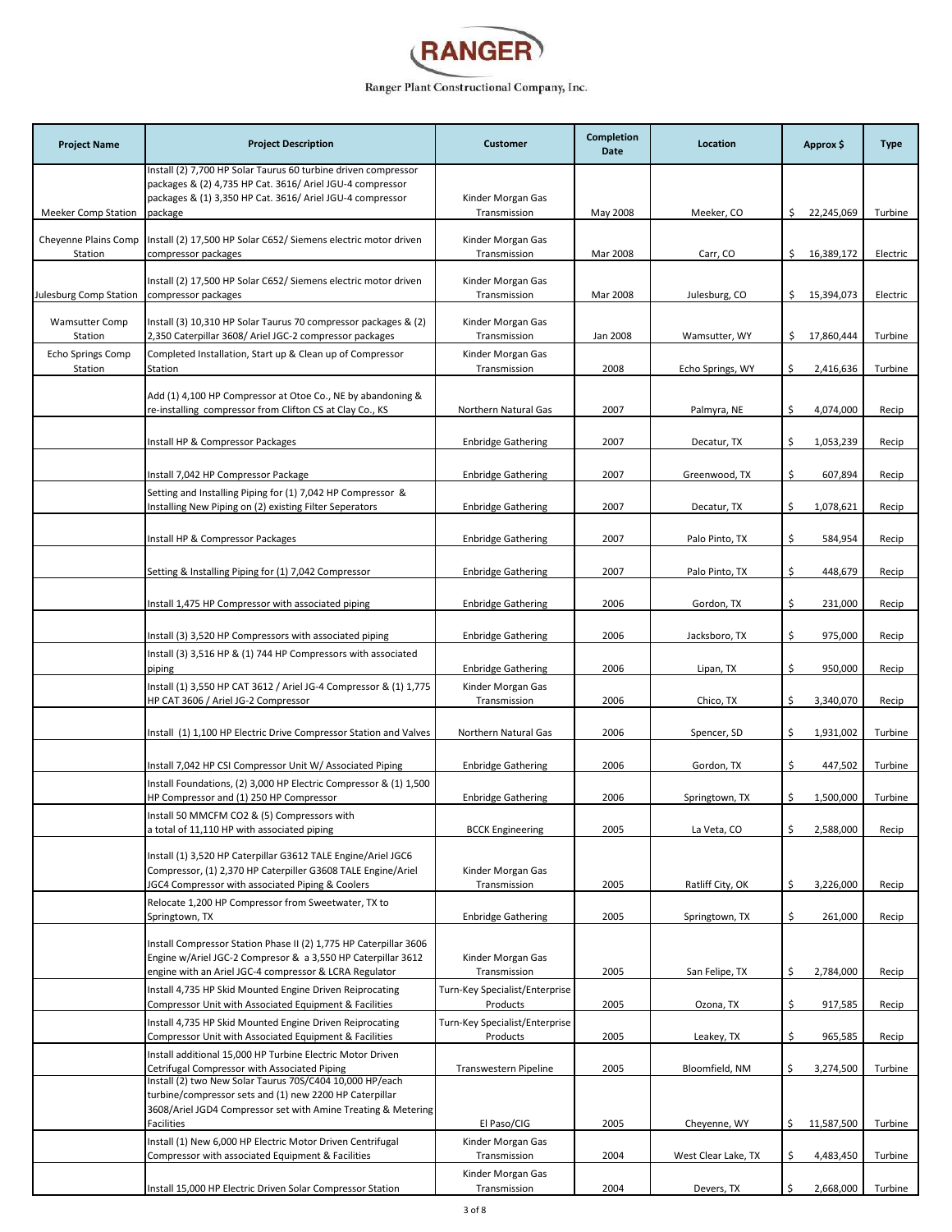# RANGER

Ranger Plant Constructional Company, Inc.

| Project Name | Project Description | Customer | Completion Date | Location | Approx $ | Type |
|---|---|---|---|---|---|---|
| Meeker Comp Station | Install (2) 7,700 HP Solar Taurus 60 turbine driven compressor packages & (2) 4,735 HP Cat. 3616/ Ariel JGU-4 compressor packages & (1) 3,350 HP Cat. 3616/ Ariel JGU-4 compressor package | Kinder Morgan Gas Transmission | May 2008 | Meeker, CO | $ 22,245,069 | Turbine |
| Cheyenne Plains Comp Station | Install (2) 17,500 HP Solar C652/ Siemens electric motor driven compressor packages | Kinder Morgan Gas Transmission | Mar 2008 | Carr, CO | $ 16,389,172 | Electric |
| Julesburg Comp Station | Install (2) 17,500 HP Solar C652/ Siemens electric motor driven compressor packages | Kinder Morgan Gas Transmission | Mar 2008 | Julesburg, CO | $ 15,394,073 | Electric |
| Wamsutter Comp Station | Install (3) 10,310 HP Solar Taurus 70 compressor packages & (2) 2,350 Caterpillar 3608/ Ariel JGC-2 compressor packages | Kinder Morgan Gas Transmission | Jan 2008 | Wamsutter, WY | $ 17,860,444 | Turbine |
| Echo Springs Comp Station | Completed Installation, Start up & Clean up of Compressor Station | Kinder Morgan Gas Transmission | 2008 | Echo Springs, WY | $ 2,416,636 | Turbine |
| | Add (1) 4,100 HP Compressor at Otoe Co., NE by abandoning & re-installing compressor from Clifton CS at Clay Co., KS | Northern Natural Gas | 2007 | Palmyra, NE | $ 4,074,000 | Recip |
| | Install HP & Compressor Packages | Enbridge Gathering | 2007 | Decatur, TX | $ 1,053,239 | Recip |
| | Install 7,042 HP Compressor Package | Enbridge Gathering | 2007 | Greenwood, TX | $ 607,894 | Recip |
| | Setting and Installing Piping for (1) 7,042 HP Compressor & Installing New Piping on (2) existing Filter Seperators | Enbridge Gathering | 2007 | Decatur, TX | $ 1,078,621 | Recip |
| | Install HP & Compressor Packages | Enbridge Gathering | 2007 | Palo Pinto, TX | $ 584,954 | Recip |
| | Setting & Installing Piping for (1) 7,042 Compressor | Enbridge Gathering | 2007 | Palo Pinto, TX | $ 448,679 | Recip |
| | Install 1,475 HP Compressor with associated piping | Enbridge Gathering | 2006 | Gordon, TX | $ 231,000 | Recip |
| | Install (3) 3,520 HP Compressors with associated piping | Enbridge Gathering | 2006 | Jacksboro, TX | $ 975,000 | Recip |
| | Install (3) 3,516 HP & (1) 744 HP Compressors with associated piping | Enbridge Gathering | 2006 | Lipan, TX | $ 950,000 | Recip |
| | Install (1) 3,550 HP CAT 3612 / Ariel JG-4 Compressor & (1) 1,775 HP CAT 3606 / Ariel JG-2 Compressor | Kinder Morgan Gas Transmission | 2006 | Chico, TX | $ 3,340,070 | Recip |
| | Install (1) 1,100 HP Electric Drive Compressor Station and Valves | Northern Natural Gas | 2006 | Spencer, SD | $ 1,931,002 | Turbine |
| | Install 7,042 HP CSI Compressor Unit W/ Associated Piping | Enbridge Gathering | 2006 | Gordon, TX | $ 447,502 | Turbine |
| | Install Foundations, (2) 3,000 HP Electric Compressor & (1) 1,500 HP Compressor and (1) 250 HP Compressor | Enbridge Gathering | 2006 | Springtown, TX | $ 1,500,000 | Turbine |
| | Install 50 MMCFM $CO_2$ & (5) Compressors with a total of 11,110 HP with associated piping | BCCK Engineering | 2005 | La Veta, CO | $ 2,588,000 | Recip |
| | Install (1) 3,520 HP Caterpillar G3612 TALE Engine/Ariel JGC6 Compressor, (1) 2,370 HP Caterpiller G3608 TALE Engine/Ariel JGC4 Compressor with associated Piping & Coolers | Kinder Morgan Gas Transmission | 2005 | Ratliff City, OK | $ 3,226,000 | Recip |
| | Relocate 1,200 HP Compressor from Sweetwater, TX to Springtown, TX | Enbridge Gathering | 2005 | Springtown, TX | $ 261,000 | Recip |
| | Install Compressor Station Phase II (2) 1,775 HP Caterpillar 3606 Engine w/Ariel JGC-2 Compressor & a 3,550 HP Caterpillar 3612 engine with an Ariel JGC-4 compressor & LCRA Regulator | Kinder Morgan Gas Transmission | 2005 | San Felipe, TX | $ 2,784,000 | Recip |
| | Install 4,735 HP Skid Mounted Engine Driven Reiprocating Compressor Unit with Associated Equipment & Facilities | Turn-Key Specialist/Enterprise Products | 2005 | Ozona, TX | $ 917,585 | Recip |
| | Install 4,735 HP Skid Mounted Engine Driven Reiprocating Compressor Unit with Associated Equipment & Facilities | Turn-Key Specialist/Enterprise Products | 2005 | Leakey, TX | $ 965,585 | Recip |
| | Install additional 15,000 HP Turbine Electric Motor Driven Cetrifugal Compressor with Associated Piping | Transwestern Pipeline | 2005 | Bloomfield, NM | $ 3,274,500 | Turbine |
| | Install (2) two New Solar Taurus 70S/C404 10,000 HP/each turbine/compressor sets and (1) new 2200 HP Caterpillar 3608/Ariel JGD4 Compressor set with Amine Treating & Metering Facilities | El Paso/CIG | 2005 | Cheyenne, WY | $ 11,587,500 | Turbine |
| | Install (1) New 6,000 HP Electric Motor Driven Centrifugal Compressor with associated Equipment & Facilities | Kinder Morgan Gas Transmission | 2004 | West Clear Lake, TX | $ 4,483,450 | Turbine |
| | Install 15,000 HP Electric Driven Solar Compressor Station | Kinder Morgan Gas Transmission | 2004 | Devers, TX | $ 2,668,000 | Turbine |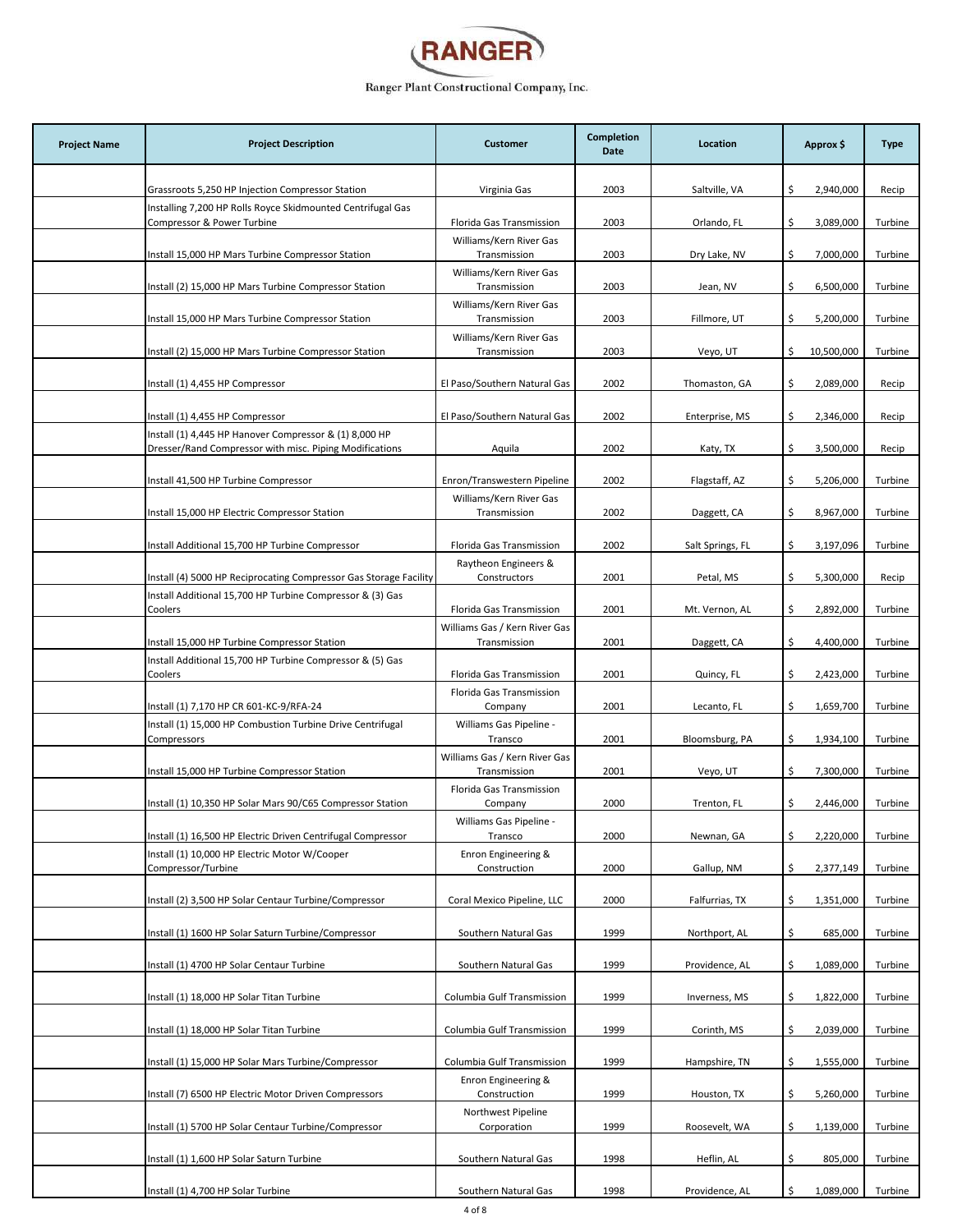# RANGER

Ranger Plant Constructional Company, Inc.

| Project Name | Project Description | Customer | Completion Date | Location | Approx $ | Type |
|---|---|---|---|---|---|---|
| | Grassroots 5,250 HP Injection Compressor Station | Virginia Gas | 2003 | Saltville, VA | $ 2,940,000 | Recip |
| | Installing 7,200 HP Rolls Royce Skidmounted Centrifugal Gas Compressor & Power Turbine | Florida Gas Transmission | 2003 | Orlando, FL | $ 3,089,000 | Turbine |
| | Install 15,000 HP Mars Turbine Compressor Station | Williams/Kern River Gas Transmission | 2003 | Dry Lake, NV | $ 7,000,000 | Turbine |
| | Install (2) 15,000 HP Mars Turbine Compressor Station | Williams/Kern River Gas Transmission | 2003 | Jean, NV | $ 6,500,000 | Turbine |
| | Install 15,000 HP Mars Turbine Compressor Station | Williams/Kern River Gas Transmission | 2003 | Fillmore, UT | $ 5,200,000 | Turbine |
| | Install (2) 15,000 HP Mars Turbine Compressor Station | Williams/Kern River Gas Transmission | 2003 | Veyo, UT | $ 10,500,000 | Turbine |
| | Install (1) 4,455 HP Compressor | El Paso/Southern Natural Gas | 2002 | Thomaston, GA | $ 2,089,000 | Recip |
| | Install (1) 4,455 HP Compressor | El Paso/Southern Natural Gas | 2002 | Enterprise, MS | $ 2,346,000 | Recip |
| | Install (1) 4,445 HP Hanover Compressor & (1) 8,000 HP Dresser/Rand Compressor with misc. Piping Modifications | Aquila | 2002 | Katy, TX | $ 3,500,000 | Recip |
| | Install 41,500 HP Turbine Compressor | Enron/Transwestern Pipeline | 2002 | Flagstaff, AZ | $ 5,206,000 | Turbine |
| | Install 15,000 HP Electric Compressor Station | Williams/Kern River Gas Transmission | 2002 | Daggett, CA | $ 8,967,000 | Turbine |
| | Install Additional 15,700 HP Turbine Compressor | Florida Gas Transmission | 2002 | Salt Springs, FL | $ 3,197,096 | Turbine |
| | Install (4) 5000 HP Reciprocating Compressor Gas Storage Facility | Raytheon Engineers & Constructors | 2001 | Petal, MS | $ 5,300,000 | Recip |
| | Install Additional 15,700 HP Turbine Compressor & (3) Gas Coolers | Florida Gas Transmission | 2001 | Mt. Vernon, AL | $ 2,892,000 | Turbine |
| | Install 15,000 HP Turbine Compressor Station | Williams Gas / Kern River Gas Transmission | 2001 | Daggett, CA | $ 4,400,000 | Turbine |
| | Install Additional 15,700 HP Turbine Compressor & (5) Gas Coolers | Florida Gas Transmission | 2001 | Quincy, FL | $ 2,423,000 | Turbine |
| | Install (1) 7,170 HP CR 601-KC-9/RFA-24 | Florida Gas Transmission Company | 2001 | Lecanto, FL | $ 1,659,700 | Turbine |
| | Install (1) 15,000 HP Combustion Turbine Drive Centrifugal Compressors | Williams Gas Pipeline - Transco | 2001 | Bloomsburg, PA | $ 1,934,100 | Turbine |
| | Install 15,000 HP Turbine Compressor Station | Williams Gas / Kern River Gas Transmission | 2001 | Veyo, UT | $ 7,300,000 | Turbine |
| | Install (1) 10,350 HP Solar Mars 90/C65 Compressor Station | Florida Gas Transmission Company | 2000 | Trenton, FL | $ 2,446,000 | Turbine |
| | Install (1) 16,500 HP Electric Driven Centrifugal Compressor | Williams Gas Pipeline - Transco | 2000 | Newnan, GA | $ 2,220,000 | Turbine |
| | Install (1) 10,000 HP Electric Motor W/Cooper Compressor/Turbine | Enron Engineering & Construction | 2000 | Gallup, NM | $ 2,377,149 | Turbine |
| | Install (2) 3,500 HP Solar Centaur Turbine/Compressor | Coral Mexico Pipeline, LLC | 2000 | Falfurrias, TX | $ 1,351,000 | Turbine |
| | Install (1) 1600 HP Solar Saturn Turbine/Compressor | Southern Natural Gas | 1999 | Northport, AL | $ 685,000 | Turbine |
| | Install (1) 4700 HP Solar Centaur Turbine | Southern Natural Gas | 1999 | Providence, AL | $ 1,089,000 | Turbine |
| | Install (1) 18,000 HP Solar Titan Turbine | Columbia Gulf Transmission | 1999 | Inverness, MS | $ 1,822,000 | Turbine |
| | Install (1) 18,000 HP Solar Titan Turbine | Columbia Gulf Transmission | 1999 | Corinth, MS | $ 2,039,000 | Turbine |
| | Install (1) 15,000 HP Solar Mars Turbine/Compressor | Columbia Gulf Transmission | 1999 | Hampshire, TN | $ 1,555,000 | Turbine |
| | Install (7) 6500 HP Electric Motor Driven Compressors | Enron Engineering & Construction | 1999 | Houston, TX | $ 5,260,000 | Turbine |
| | Install (1) 5700 HP Solar Centaur Turbine/Compressor | Northwest Pipeline Corporation | 1999 | Roosevelt, WA | $ 1,139,000 | Turbine |
| | Install (1) 1,600 HP Solar Saturn Turbine | Southern Natural Gas | 1998 | Heflin, AL | $ 805,000 | Turbine |
| | Install (1) 4,700 HP Solar Turbine | Southern Natural Gas | 1998 | Providence, AL | $ 1,089,000 | Turbine |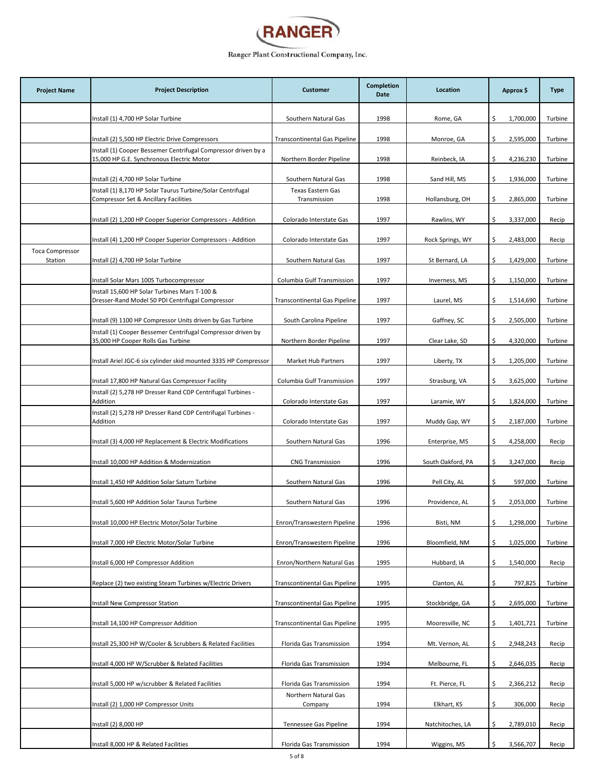# RANGER

Ranger Plant Constructional Company, Inc.

| Project Name | Project Description | Customer | Completion Date | Location | Approx $ | Type |
|---|---|---|---|---|---|---|
| | Install (1) 4,700 HP Solar Turbine | Southern Natural Gas | 1998 | Rome, GA | $ 1,700,000 | Turbine |
| | Install (2) 5,500 HP Electric Drive Compressors | Transcontinental Gas Pipeline | 1998 | Monroe, GA | $ 2,595,000 | Turbine |
| | Install (1) Cooper Bessemer Centrifugal Compressor driven by a 15,000 HP G.E. Synchronous Electric Motor | Northern Border Pipeline | 1998 | Reinbeck, IA | $ 4,236,230 | Turbine |
| | Install (2) 4,700 HP Solar Turbine | Southern Natural Gas | 1998 | Sand Hill, MS | $ 1,936,000 | Turbine |
| | Install (1) 8,170 HP Solar Taurus Turbine/Solar Centrifugal Compressor Set & Ancillary Facilities | Texas Eastern Gas Transmission | 1998 | Hollansburg, OH | $ 2,865,000 | Turbine |
| | Install (2) 1,200 HP Cooper Superior Compressors - Addition | Colorado Interstate Gas | 1997 | Rawlins, WY | $ 3,337,000 | Recip |
| | Install (4) 1,200 HP Cooper Superior Compressors - Addition | Colorado Interstate Gas | 1997 | Rock Springs, WY | $ 2,483,000 | Recip |
| Toca Compressor Station | Install (2) 4,700 HP Solar Turbine | Southern Natural Gas | 1997 | St Bernard, LA | $ 1,429,000 | Turbine |
| | Install Solar Mars 100S Turbocompressor | Columbia Gulf Transmission | 1997 | Inverness, MS | $ 1,150,000 | Turbine |
| | Install 15,600 HP Solar Turbines Mars T-100 & Dresser-Rand Model 50 PDI Centrifugal Compressor | Transcontinental Gas Pipeline | 1997 | Laurel, MS | $ 1,514,690 | Turbine |
| | Install (9) 1100 HP Compressor Units driven by Gas Turbine | South Carolina Pipeline | 1997 | Gaffney, SC | $ 2,505,000 | Turbine |
| | Install (1) Cooper Bessemer Centrifugal Compressor driven by 35,000 HP Cooper Rolls Gas Turbine | Northern Border Pipeline | 1997 | Clear Lake, SD | $ 4,320,000 | Turbine |
| | Install Ariel JGC-6 six cylinder skid mounted 3335 HP Compressor | Market Hub Partners | 1997 | Liberty, TX | $ 1,205,000 | Turbine |
| | Install 17,800 HP Natural Gas Compressor Facility | Columbia Gulf Transmission | 1997 | Strasburg, VA | $ 3,625,000 | Turbine |
| | Install (2) 5,278 HP Dresser Rand CDP Centrifugal Turbines - Addition | Colorado Interstate Gas | 1997 | Laramie, WY | $ 1,824,000 | Turbine |
| | Install (2) 5,278 HP Dresser Rand CDP Centrifugal Turbines - Addition | Colorado Interstate Gas | 1997 | Muddy Gap, WY | $ 2,187,000 | Turbine |
| | Install (3) 4,000 HP Replacement & Electric Modifications | Southern Natural Gas | 1996 | Enterprise, MS | $ 4,258,000 | Recip |
| | Install 10,000 HP Addition & Modernization | CNG Transmission | 1996 | South Oakford, PA | $ 3,247,000 | Recip |
| | Install 1,450 HP Addition Solar Saturn Turbine | Southern Natural Gas | 1996 | Pell City, AL | $ 597,000 | Turbine |
| | Install 5,600 HP Addition Solar Taurus Turbine | Southern Natural Gas | 1996 | Providence, AL | $ 2,053,000 | Turbine |
| | Install 10,000 HP Electric Motor/Solar Turbine | Enron/Transwestern Pipeline | 1996 | Bisti, NM | $ 1,298,000 | Turbine |
| | Install 7,000 HP Electric Motor/Solar Turbine | Enron/Transwestern Pipeline | 1996 | Bloomfield, NM | $ 1,025,000 | Turbine |
| | Install 6,000 HP Compressor Addition | Enron/Northern Natural Gas | 1995 | Hubbard, IA | $ 1,540,000 | Recip |
| | Replace (2) two existing Steam Turbines w/Electric Drivers | Transcontinental Gas Pipeline | 1995 | Clanton, AL | $ 797,825 | Turbine |
| | Install New Compressor Station | Transcontinental Gas Pipeline | 1995 | Stockbridge, GA | $ 2,695,000 | Turbine |
| | Install 14,100 HP Compressor Addition | Transcontinental Gas Pipeline | 1995 | Mooresville, NC | $ 1,401,721 | Turbine |
| | Install 25,300 HP W/Cooler & Scrubbers & Related Facilities | Florida Gas Transmission | 1994 | Mt. Vernon, AL | $ 2,948,243 | Recip |
| | Install 4,000 HP W/Scrubber & Related Facilities | Florida Gas Transmission | 1994 | Melbourne, FL | $ 2,646,035 | Recip |
| | Install 5,000 HP w/scrubber & Related Facilities | Florida Gas Transmission | 1994 | Ft. Pierce, FL | $ 2,366,212 | Recip |
| | Install (2) 1,000 HP Compressor Units | Northern Natural Gas Company | 1994 | Elkhart, KS | $ 306,000 | Recip |
| | Install (2) 8,000 HP | Tennessee Gas Pipeline | 1994 | Natchitoches, LA | $ 2,789,010 | Recip |
| | Install 8,000 HP & Related Facilities | Florida Gas Transmission | 1994 | Wiggins, MS | $ 3,566,707 | Recip |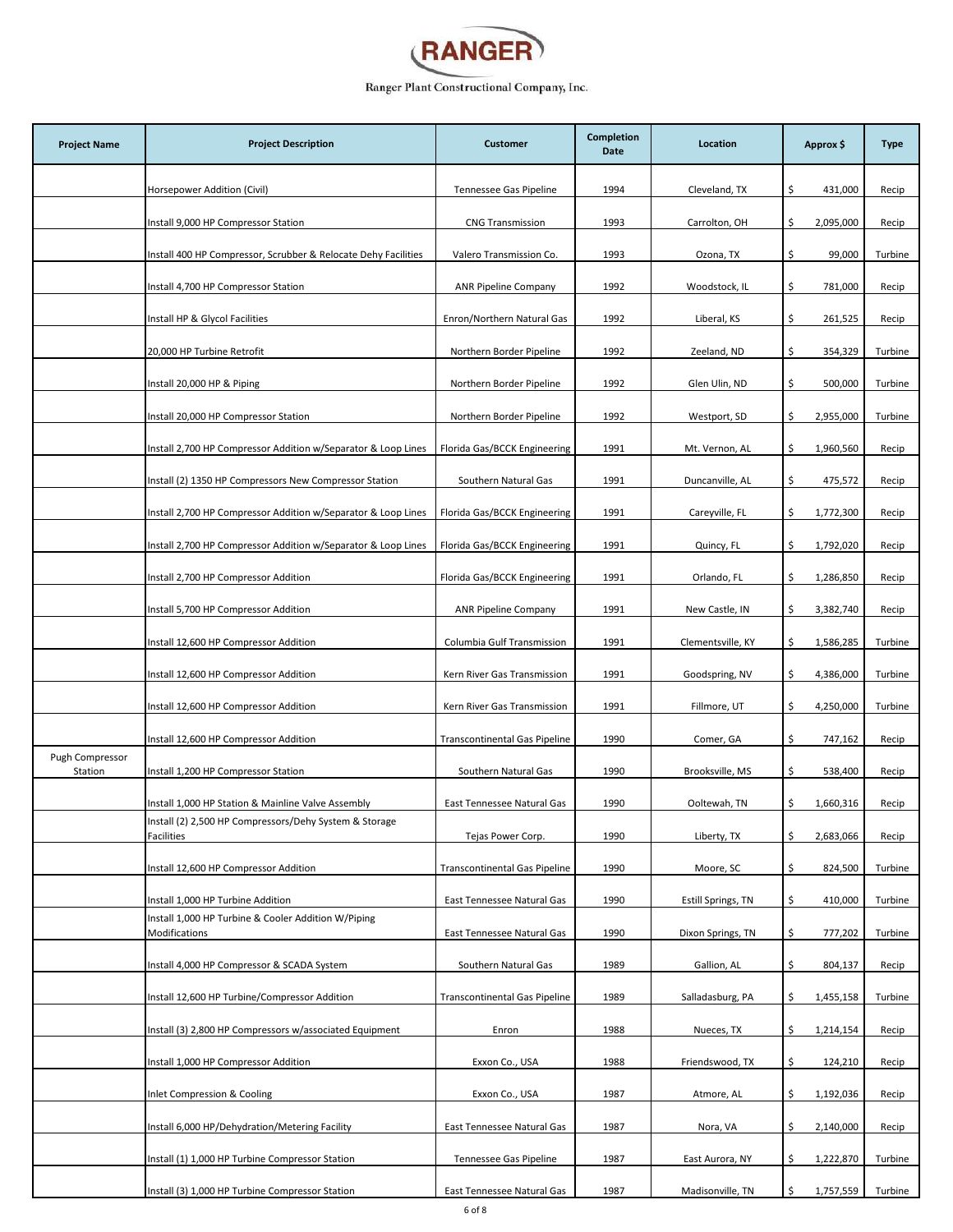RANGER

Ranger Plant Constructional Company, Inc.

| Project Name | Project Description | Customer | Completion Date | Location | Approx $ | Type |
|---|---|---|---|---|---|---|
| | Horsepower Addition (Civil) | Tennessee Gas Pipeline | 1994 | Cleveland, TX | $ 431,000 | Recip |
| | Install 9,000 HP Compressor Station | CNG Transmission | 1993 | Carrolton, OH | $ 2,095,000 | Recip |
| | Install 400 HP Compressor, Scrubber & Relocate Dehy Facilities | Valero Transmission Co. | 1993 | Ozona, TX | $ 99,000 | Turbine |
| | Install 4,700 HP Compressor Station | ANR Pipeline Company | 1992 | Woodstock, IL | $ 781,000 | Recip |
| | Install HP & Glycol Facilities | Enron/Northern Natural Gas | 1992 | Liberal, KS | $ 261,525 | Recip |
| | 20,000 HP Turbine Retrofit | Northern Border Pipeline | 1992 | Zeeland, ND | $ 354,329 | Turbine |
| | Install 20,000 HP & Piping | Northern Border Pipeline | 1992 | Glen Ulin, ND | $ 500,000 | Turbine |
| | Install 20,000 HP Compressor Station | Northern Border Pipeline | 1992 | Westport, SD | $ 2,955,000 | Turbine |
| | Install 2,700 HP Compressor Addition w/Separator & Loop Lines | Florida Gas/BCCK Engineering | 1991 | Mt. Vernon, AL | $ 1,960,560 | Recip |
| | Install (2) 1350 HP Compressors New Compressor Station | Southern Natural Gas | 1991 | Duncanville, AL | $ 475,572 | Recip |
| | Install 2,700 HP Compressor Addition w/Separator & Loop Lines | Florida Gas/BCCK Engineering | 1991 | Careyville, FL | $ 1,772,300 | Recip |
| | Install 2,700 HP Compressor Addition w/Separator & Loop Lines | Florida Gas/BCCK Engineering | 1991 | Quincy, FL | $ 1,792,020 | Recip |
| | Install 2,700 HP Compressor Addition | Florida Gas/BCCK Engineering | 1991 | Orlando, FL | $ 1,286,850 | Recip |
| | Install 5,700 HP Compressor Addition | ANR Pipeline Company | 1991 | New Castle, IN | $ 3,382,740 | Recip |
| | Install 12,600 HP Compressor Addition | Columbia Gulf Transmission | 1991 | Clementsville, KY | $ 1,586,285 | Turbine |
| | Install 12,600 HP Compressor Addition | Kern River Gas Transmission | 1991 | Goodspring, NV | $ 4,386,000 | Turbine |
| | Install 12,600 HP Compressor Addition | Kern River Gas Transmission | 1991 | Fillmore, UT | $ 4,250,000 | Turbine |
| | Install 12,600 HP Compressor Addition | Transcontinental Gas Pipeline | 1990 | Comer, GA | $ 747,162 | Recip |
| Pugh Compressor Station | Install 1,200 HP Compressor Station | Southern Natural Gas | 1990 | Brooksville, MS | $ 538,400 | Recip |
| | Install 1,000 HP Station & Mainline Valve Assembly | East Tennessee Natural Gas | 1990 | Ooltewah, TN | $ 1,660,316 | Recip |
| | Install (2) 2,500 HP Compressors/Dehy System & Storage Facilities | Tejas Power Corp. | 1990 | Liberty, TX | $ 2,683,066 | Recip |
| | Install 12,600 HP Compressor Addition | Transcontinental Gas Pipeline | 1990 | Moore, SC | $ 824,500 | Turbine |
| | Install 1,000 HP Turbine Addition | East Tennessee Natural Gas | 1990 | Estill Springs, TN | $ 410,000 | Turbine |
| | Install 1,000 HP Turbine & Cooler Addition W/Piping Modifications | East Tennessee Natural Gas | 1990 | Dixon Springs, TN | $ 777,202 | Turbine |
| | Install 4,000 HP Compressor & SCADA System | Southern Natural Gas | 1989 | Gallion, AL | $ 804,137 | Recip |
| | Install 12,600 HP Turbine/Compressor Addition | Transcontinental Gas Pipeline | 1989 | Salladasburg, PA | $ 1,455,158 | Turbine |
| | Install (3) 2,800 HP Compressors w/associated Equipment | Enron | 1988 | Nueces, TX | $ 1,214,154 | Recip |
| | Install 1,000 HP Compressor Addition | Exxon Co., USA | 1988 | Friendswood, TX | $ 124,210 | Recip |
| | Inlet Compression & Cooling | Exxon Co., USA | 1987 | Atmore, AL | $ 1,192,036 | Recip |
| | Install 6,000 HP/Dehydration/Metering Facility | East Tennessee Natural Gas | 1987 | Nora, VA | $ 2,140,000 | Recip |
| | Install (1) 1,000 HP Turbine Compressor Station | Tennessee Gas Pipeline | 1987 | East Aurora, NY | $ 1,222,870 | Turbine |
| | Install (3) 1,000 HP Turbine Compressor Station | East Tennessee Natural Gas | 1987 | Madisonville, TN | $ 1,757,559 | Turbine |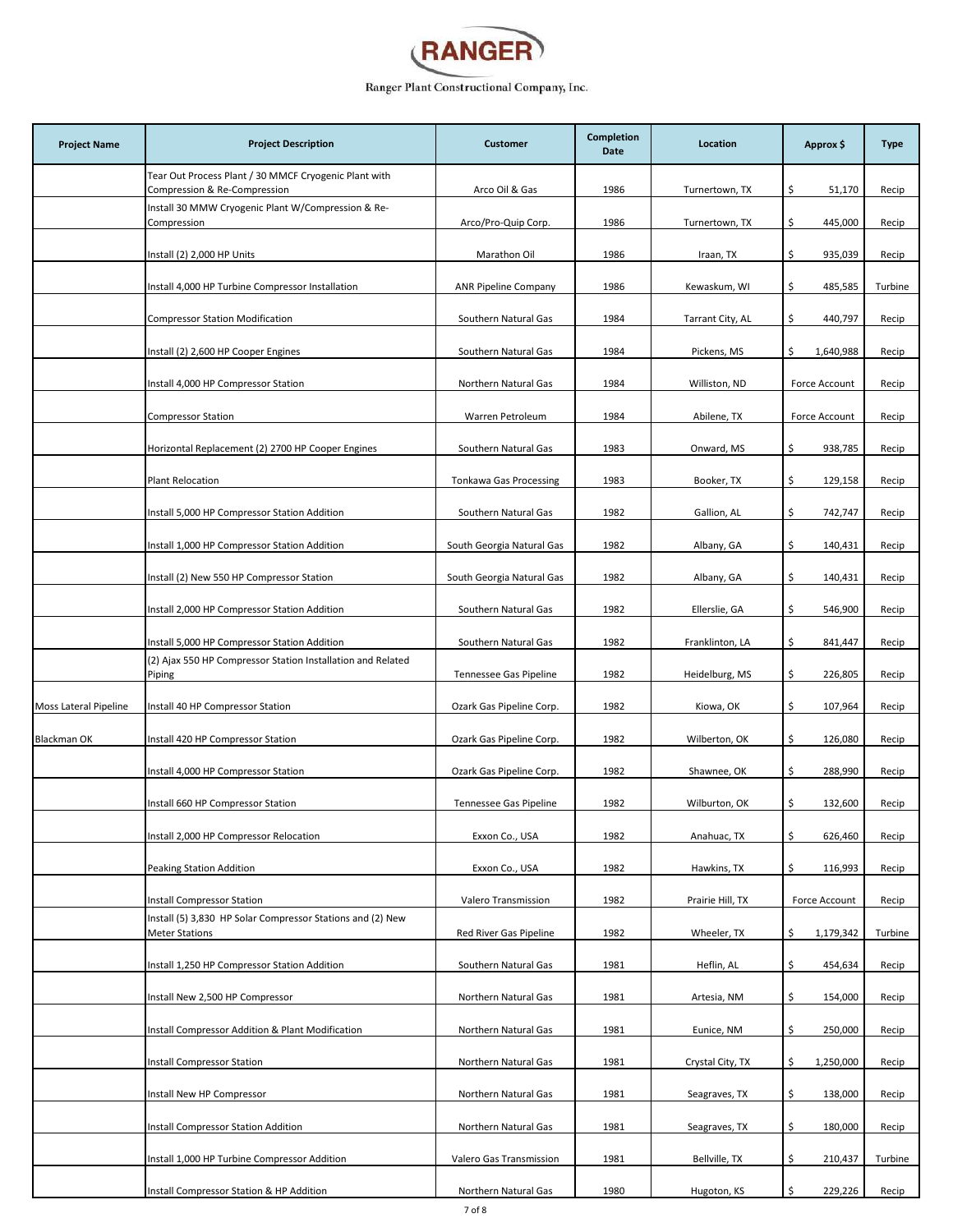# RANGER

Ranger Plant Constructional Company, Inc.

| Project Name | Project Description | Customer | Completion Date | Location | Approx $ | Type |
|---|---|---|---|---|---|---|
| | Tear Out Process Plant / 30 MMCF Cryogenic Plant with Compression & Re-Compression | Arco Oil & Gas | 1986 | Turnertown, TX | $ 51,170 | Recip |
| | Install 30 MMW Cryogenic Plant W/Compression & Re-Compression | Arco/Pro-Quip Corp. | 1986 | Turnertown, TX | $ 445,000 | Recip |
| | Install (2) 2,000 HP Units | Marathon Oil | 1986 | Iraan, TX | $ 935,039 | Recip |
| | Install 4,000 HP Turbine Compressor Installation | ANR Pipeline Company | 1986 | Kewaskum, WI | $ 485,585 | Turbine |
| | Compressor Station Modification | Southern Natural Gas | 1984 | Tarrant City, AL | $ 440,797 | Recip |
| | Install (2) 2,600 HP Cooper Engines | Southern Natural Gas | 1984 | Pickens, MS | $ 1,640,988 | Recip |
| | Install 4,000 HP Compressor Station | Northern Natural Gas | 1984 | Williston, ND | Force Account | Recip |
| | Compressor Station | Warren Petroleum | 1984 | Abilene, TX | Force Account | Recip |
| | Horizontal Replacement (2) 2700 HP Cooper Engines | Southern Natural Gas | 1983 | Onward, MS | $ 938,785 | Recip |
| | Plant Relocation | Tonkawa Gas Processing | 1983 | Booker, TX | $ 129,158 | Recip |
| | Install 5,000 HP Compressor Station Addition | Southern Natural Gas | 1982 | Gallion, AL | $ 742,747 | Recip |
| | Install 1,000 HP Compressor Station Addition | South Georgia Natural Gas | 1982 | Albany, GA | $ 140,431 | Recip |
| | Install (2) New 550 HP Compressor Station | South Georgia Natural Gas | 1982 | Albany, GA | $ 140,431 | Recip |
| | Install 2,000 HP Compressor Station Addition | Southern Natural Gas | 1982 | Ellerslie, GA | $ 546,900 | Recip |
| | Install 5,000 HP Compressor Station Addition | Southern Natural Gas | 1982 | Franklinton, LA | $ 841,447 | Recip |
| | (2) Ajax 550 HP Compressor Station Installation and Related Piping | Tennessee Gas Pipeline | 1982 | Heidelburg, MS | $ 226,805 | Recip |
| Moss Lateral Pipeline | Install 40 HP Compressor Station | Ozark Gas Pipeline Corp. | 1982 | Kiowa, OK | $ 107,964 | Recip |
| Blackman OK | Install 420 HP Compressor Station | Ozark Gas Pipeline Corp. | 1982 | Wilberton, OK | $ 126,080 | Recip |
| | Install 4,000 HP Compressor Station | Ozark Gas Pipeline Corp. | 1982 | Shawnee, OK | $ 288,990 | Recip |
| | Install 660 HP Compressor Station | Tennessee Gas Pipeline | 1982 | Wilburton, OK | $ 132,600 | Recip |
| | Install 2,000 HP Compressor Relocation | Exxon Co., USA | 1982 | Anahuac, TX | $ 626,460 | Recip |
| | Peaking Station Addition | Exxon Co., USA | 1982 | Hawkins, TX | $ 116,993 | Recip |
| | Install Compressor Station | Valero Transmission | 1982 | Prairie Hill, TX | Force Account | Recip |
| | Install (5) 3,830 HP Solar Compressor Stations and (2) New Meter Stations | Red River Gas Pipeline | 1982 | Wheeler, TX | $ 1,179,342 | Turbine |
| | Install 1,250 HP Compressor Station Addition | Southern Natural Gas | 1981 | Heflin, AL | $ 454,634 | Recip |
| | Install New 2,500 HP Compressor | Northern Natural Gas | 1981 | Artesia, NM | $ 154,000 | Recip |
| | Install Compressor Addition & Plant Modification | Northern Natural Gas | 1981 | Eunice, NM | $ 250,000 | Recip |
| | Install Compressor Station | Northern Natural Gas | 1981 | Crystal City, TX | $ 1,250,000 | Recip |
| | Install New HP Compressor | Northern Natural Gas | 1981 | Seagraves, TX | $ 138,000 | Recip |
| | Install Compressor Station Addition | Northern Natural Gas | 1981 | Seagraves, TX | $ 180,000 | Recip |
| | Install 1,000 HP Turbine Compressor Addition | Valero Gas Transmission | 1981 | Bellville, TX | $ 210,437 | Turbine |
| | Install Compressor Station & HP Addition | Northern Natural Gas | 1980 | Hugoton, KS | $ 229,226 | Recip |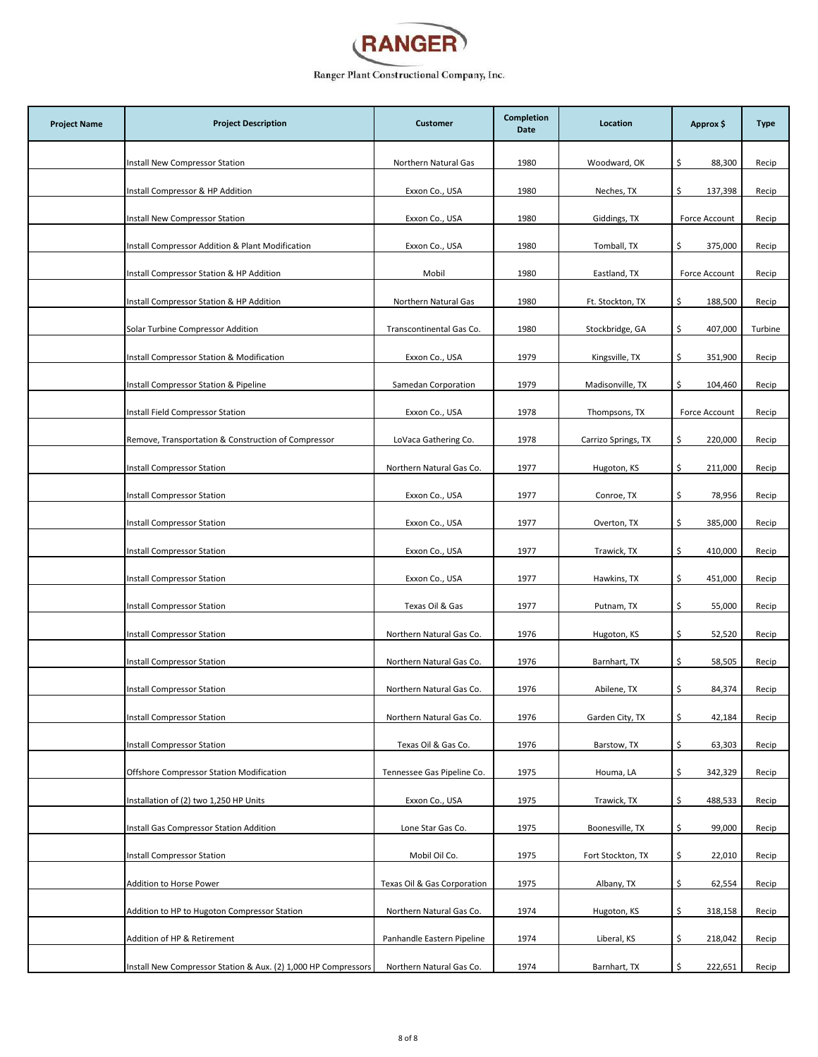# RANGER

Ranger Plant Constructional Company, Inc.

| Project Name | Project Description | Customer | Completion Date | Location | Approx $ | Type |
|---|---|---|---|---|---|---|
| | Install New Compressor Station | Northern Natural Gas | 1980 | Woodward, OK | $ 88,300 | Recip |
| | Install Compressor & HP Addition | Exxon Co., USA | 1980 | Neches, TX | $ 137,398 | Recip |
| | Install New Compressor Station | Exxon Co., USA | 1980 | Giddings, TX | Force Account | Recip |
| | Install Compressor Addition & Plant Modification | Exxon Co., USA | 1980 | Tomball, TX | $ 375,000 | Recip |
| | Install Compressor Station & HP Addition | Mobil | 1980 | Eastland, TX | Force Account | Recip |
| | Install Compressor Station & HP Addition | Northern Natural Gas | 1980 | Ft. Stockton, TX | $ 188,500 | Recip |
| | Solar Turbine Compressor Addition | Transcontinental Gas Co. | 1980 | Stockbridge, GA | $ 407,000 | Turbine |
| | Install Compressor Station & Modification | Exxon Co., USA | 1979 | Kingsville, TX | $ 351,900 | Recip |
| | Install Compressor Station & Pipeline | Samedan Corporation | 1979 | Madisonville, TX | $ 104,460 | Recip |
| | Install Field Compressor Station | Exxon Co., USA | 1978 | Thompsons, TX | Force Account | Recip |
| | Remove, Transportation & Construction of Compressor | LoVaca Gathering Co. | 1978 | Carrizo Springs, TX | $ 220,000 | Recip |
| | Install Compressor Station | Northern Natural Gas Co. | 1977 | Hugoton, KS | $ 211,000 | Recip |
| | Install Compressor Station | Exxon Co., USA | 1977 | Conroe, TX | $ 78,956 | Recip |
| | Install Compressor Station | Exxon Co., USA | 1977 | Overton, TX | $ 385,000 | Recip |
| | Install Compressor Station | Exxon Co., USA | 1977 | Trawick, TX | $ 410,000 | Recip |
| | Install Compressor Station | Exxon Co., USA | 1977 | Hawkins, TX | $ 451,000 | Recip |
| | Install Compressor Station | Texas Oil & Gas | 1977 | Putnam, TX | $ 55,000 | Recip |
| | Install Compressor Station | Northern Natural Gas Co. | 1976 | Hugoton, KS | $ 52,520 | Recip |
| | Install Compressor Station | Northern Natural Gas Co. | 1976 | Barnhart, TX | $ 58,505 | Recip |
| | Install Compressor Station | Northern Natural Gas Co. | 1976 | Abilene, TX | $ 84,374 | Recip |
| | Install Compressor Station | Northern Natural Gas Co. | 1976 | Garden City, TX | $ 42,184 | Recip |
| | Install Compressor Station | Texas Oil & Gas Co. | 1976 | Barstow, TX | $ 63,303 | Recip |
| | Offshore Compressor Station Modification | Tennessee Gas Pipeline Co. | 1975 | Houma, LA | $ 342,329 | Recip |
| | Installation of (2) two 1,250 HP Units | Exxon Co., USA | 1975 | Trawick, TX | $ 488,533 | Recip |
| | Install Gas Compressor Station Addition | Lone Star Gas Co. | 1975 | Boonesville, TX | $ 99,000 | Recip |
| | Install Compressor Station | Mobil Oil Co. | 1975 | Fort Stockton, TX | $ 22,010 | Recip |
| | Addition to Horse Power | Texas Oil & Gas Corporation | 1975 | Albany, TX | $ 62,554 | Recip |
| | Addition to HP to Hugoton Compressor Station | Northern Natural Gas Co. | 1974 | Hugoton, KS | $ 318,158 | Recip |
| | Addition of HP & Retirement | Panhandle Eastern Pipeline | 1974 | Liberal, KS | $ 218,042 | Recip |
| | Install New Compressor Station & Aux. (2) 1,000 HP Compressors | Northern Natural Gas Co. | 1974 | Barnhart, TX | $ 222,651 | Recip |